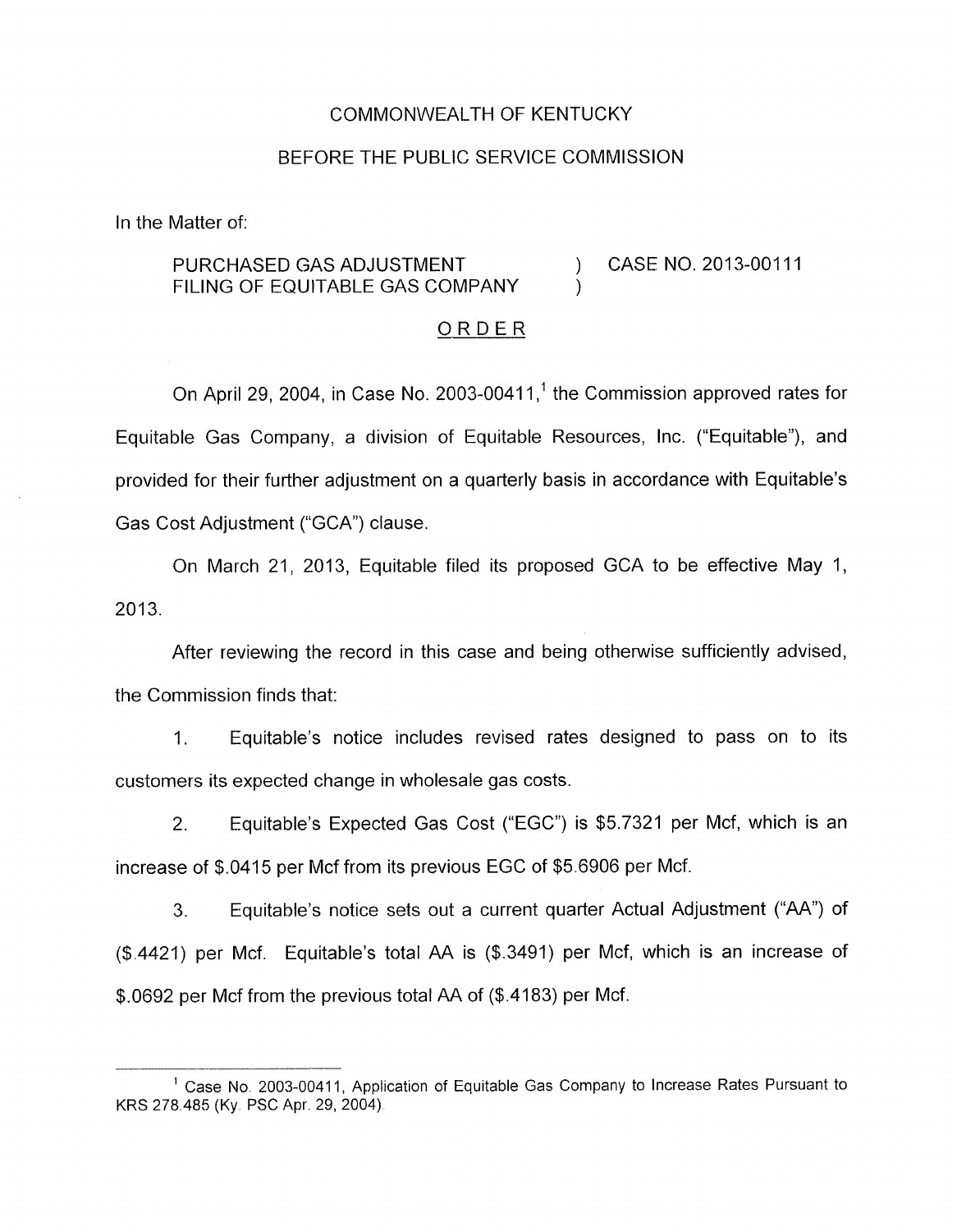COMMONWEALTH OF KENTUCKY

BEFORE THE PUBLIC SERVICE COMMISSION

In the Matter of:

PURCHASED GAS ADJUSTMENT FILING OF EQUITABLE GAS COMPANY ) CASE NO. 2013-00111

ORDER

On April 29, 2004, in Case No. 2003-00411,[1] the Commission approved rates for Equitable Gas Company, a division of Equitable Resources, Inc. ("Equitable"), and provided for their further adjustment on a quarterly basis in accordance with Equitable's Gas Cost Adjustment ("GCA") clause.

On March 21, 2013, Equitable filed its proposed GCA to be effective May 1, 2013.

After reviewing the record in this case and being otherwise sufficiently advised, the Commission finds that:

1. Equitable's notice includes revised rates designed to pass on to its customers its expected change in wholesale gas costs.

2. Equitable's Expected Gas Cost ("EGC") is $5.7321 per Mcf, which is an increase of $.0415 per Mcf from its previous EGC of $5.6906 per Mcf.

3. Equitable's notice sets out a current quarter Actual Adjustment ("AA") of ($.4421) per Mcf. Equitable's total AA is ($.3491) per Mcf, which is an increase of $.0692 per Mcf from the previous total AA of ($.4183) per Mcf.

---

[1] Case No. 2003-00411, Application of Equitable Gas Company to Increase Rates Pursuant to KRS 278.485 (Ky. PSC Apr. 29, 2004).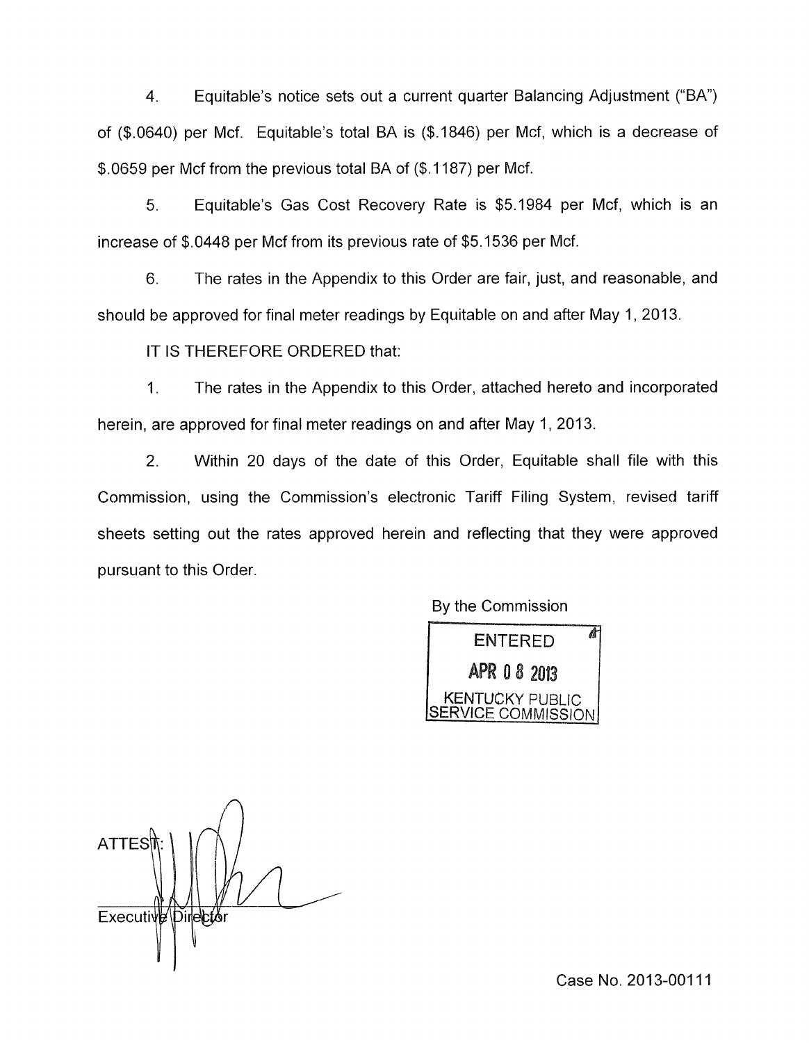4. Equitable's notice sets out a current quarter Balancing Adjustment ("BA") of ($.0640) per Mcf. Equitable's total BA is ($.1846) per Mcf, which is a decrease of $.0659 per Mcf from the previous total BA of ($.1187) per Mcf.

5. Equitable's Gas Cost Recovery Rate is $5.1984 per Mcf, which is an increase of $.0448 per Mcf from its previous rate of $5.1536 per Mcf.

6. The rates in the Appendix to this Order are fair, just, and reasonable, and should be approved for final meter readings by Equitable on and after May 1, 2013.

IT IS THEREFORE ORDERED that:

1. The rates in the Appendix to this Order, attached hereto and incorporated herein, are approved for final meter readings on and after May 1, 2013.

2. Within 20 days of the date of this Order, Equitable shall file with this Commission, using the Commission's electronic Tariff Filing System, revised tariff sheets setting out the rates approved herein and reflecting that they were approved pursuant to this Order.

By the Commission

ENTERED
APR 08 2013
KENTUCKY PUBLIC SERVICE COMMISSION

ATTEST:

Executive Director

Case No. 2013-00111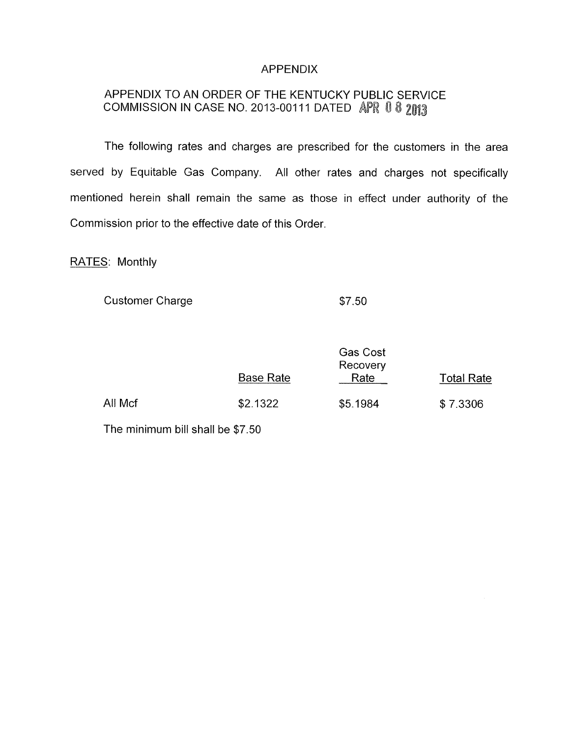# APPENDIX

## APPENDIX TO AN ORDER OF THE KENTUCKY PUBLIC SERVICE COMMISSION IN CASE NO. 2013-00111 DATED APR 08 2013

The following rates and charges are prescribed for the customers in the area served by Equitable Gas Company. All other rates and charges not specifically mentioned herein shall remain the same as those in effect under authority of the Commission prior to the effective date of this Order.

RATES: Monthly

Customer Charge $7.50

| | Base Rate | Gas Cost Recovery Rate | Total Rate |
|---|---|---|---|
| All Mcf | $2.1322 | $5.1984 | $ 7.3306 |

The minimum bill shall be $7.50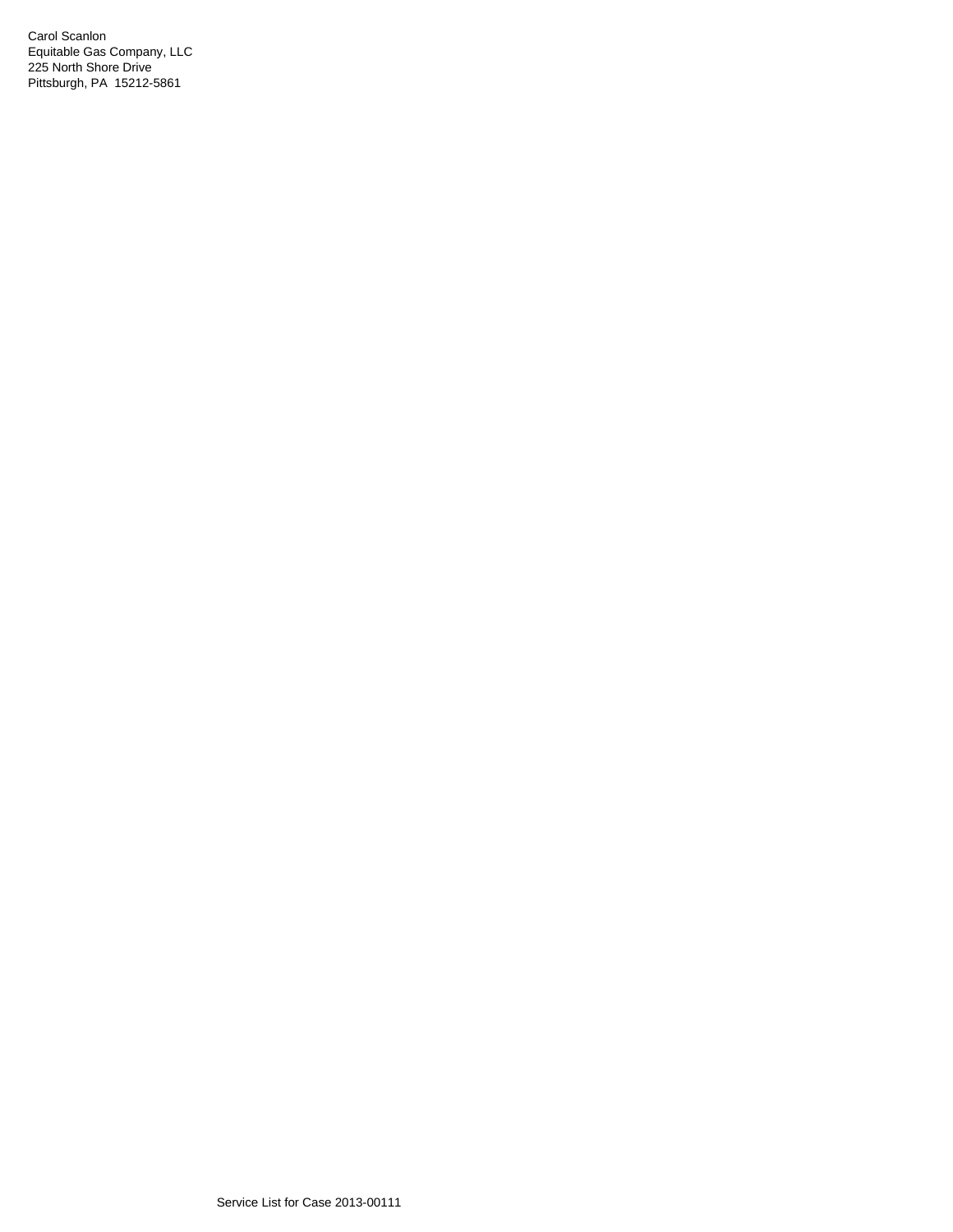Carol Scanlon
Equitable Gas Company, LLC
225 North Shore Drive
Pittsburgh, PA  15212-5861